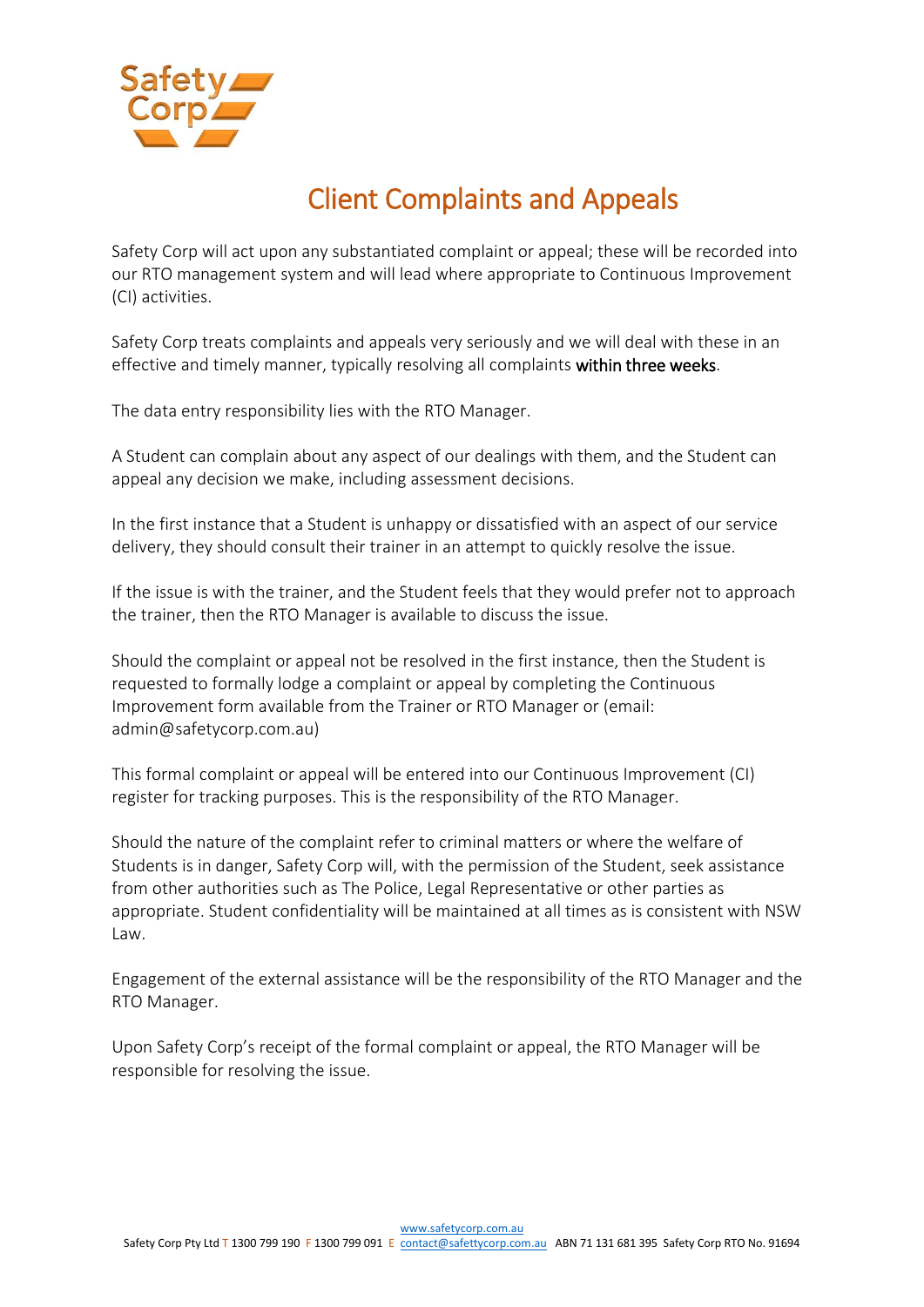# Client Complaints and Appeals

Safety Corp will act upon any substantiated complaint or appeal; these will be recorded into our RTO management system and will lead where appropriate to Continuous Improvement (CI) activities.

Safety Corp treats complaints and appeals very seriously and we will deal with these in an effective and timely manner, typically resolving all complaints **within three weeks**.

The data entry responsibility lies with the RTO Manager.

A Student can complain about any aspect of our dealings with them, and the Student can appeal any decision we make, including assessment decisions.

In the first instance that a Student is unhappy or dissatisfied with an aspect of our service delivery, they should consult their trainer in an attempt to quickly resolve the issue.

If the issue is with the trainer, and the Student feels that they would prefer not to approach the trainer, then the RTO Manager is available to discuss the issue.

Should the complaint or appeal not be resolved in the first instance, then the Student is requested to formally lodge a complaint or appeal by completing the Continuous Improvement form available from the Trainer or RTO Manager or (email: admin@safetycorp.com.au)

This formal complaint or appeal will be entered into our Continuous Improvement (CI) register for tracking purposes. This is the responsibility of the RTO Manager.

Should the nature of the complaint refer to criminal matters or where the welfare of Students is in danger, Safety Corp will, with the permission of the Student, seek assistance from other authorities such as The Police, Legal Representative or other parties as appropriate. Student confidentiality will be maintained at all times as is consistent with NSW Law.

Engagement of the external assistance will be the responsibility of the RTO Manager and the RTO Manager.

Upon Safety Corp's receipt of the formal complaint or appeal, the RTO Manager will be responsible for resolving the issue.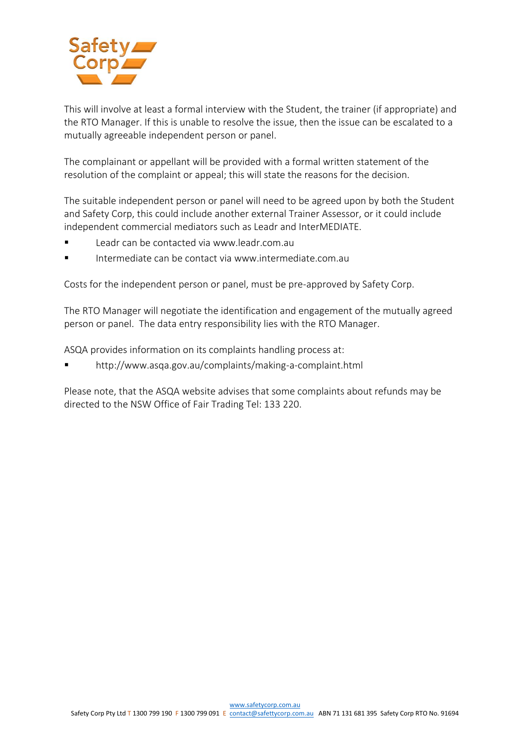This will involve at least a formal interview with the Student, the trainer (if appropriate) and the RTO Manager. If this is unable to resolve the issue, then the issue can be escalated to a mutually agreeable independent person or panel.

The complainant or appellant will be provided with a formal written statement of the resolution of the complaint or appeal; this will state the reasons for the decision.

The suitable independent person or panel will need to be agreed upon by both the Student and Safety Corp, this could include another external Trainer Assessor, or it could include independent commercial mediators such as Leadr and InterMEDIATE.

- Leadr can be contacted via www.leadr.com.au
- Intermediate can be contact via www.intermediate.com.au

Costs for the independent person or panel, must be pre-approved by Safety Corp.

The RTO Manager will negotiate the identification and engagement of the mutually agreed person or panel. The data entry responsibility lies with the RTO Manager.

ASQA provides information on its complaints handling process at:

- http://www.asqa.gov.au/complaints/making-a-complaint.html

Please note, that the ASQA website advises that some complaints about refunds may be directed to the NSW Office of Fair Trading Tel: 133 220.